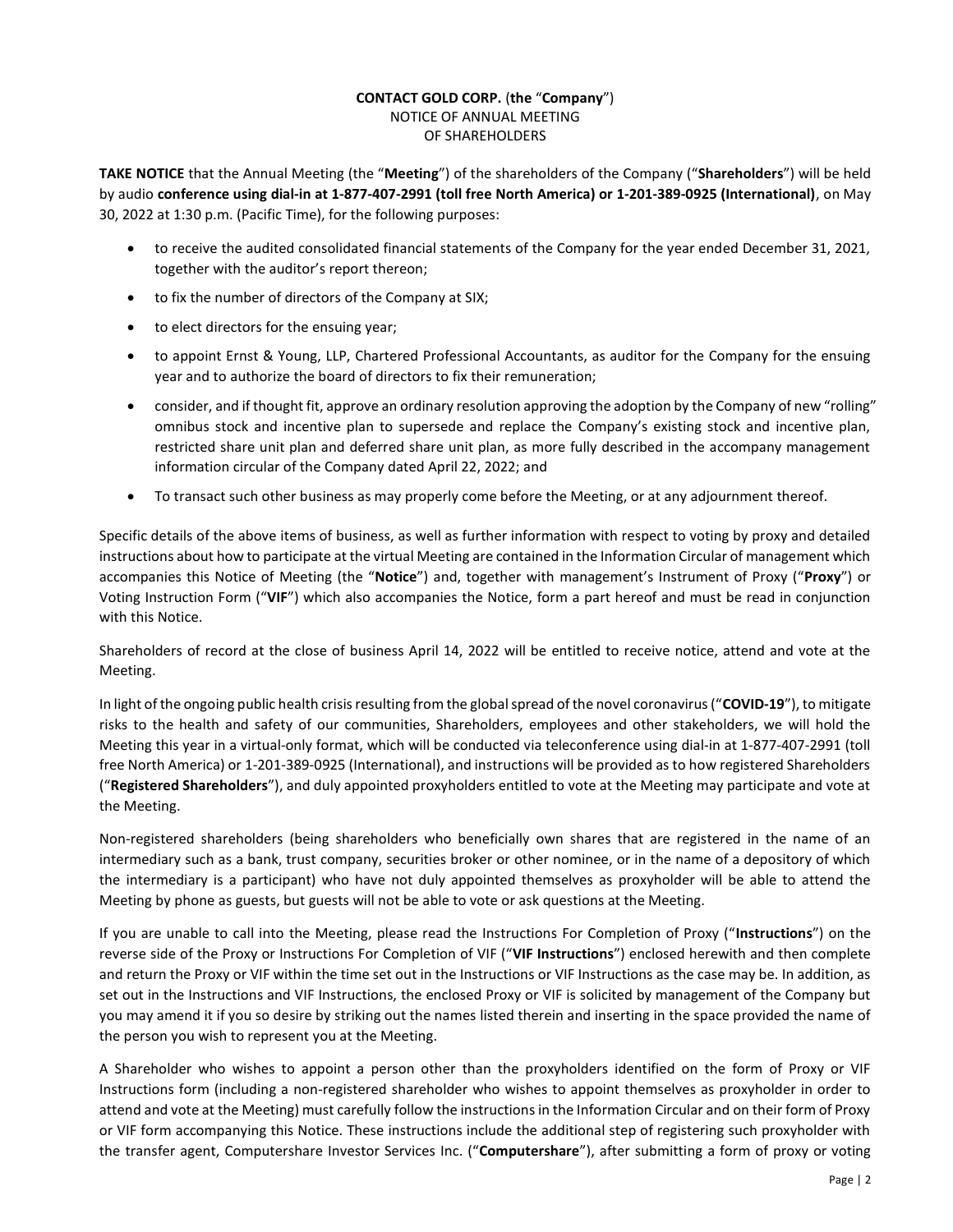**CONTACT GOLD CORP.** (**the** “**Company**”)
NOTICE OF ANNUAL MEETING
OF SHAREHOLDERS

**TAKE NOTICE** that the Annual Meeting (the “**Meeting**”) of the shareholders of the Company (“**Shareholders**”) will be held by audio **conference using dial-in at 1-877-407-2991 (toll free North America) or 1-201-389-0925 (International)**, on May 30, 2022 at 1:30 p.m. (Pacific Time), for the following purposes:

- to receive the audited consolidated financial statements of the Company for the year ended December 31, 2021, together with the auditor’s report thereon;
- to fix the number of directors of the Company at SIX;
- to elect directors for the ensuing year;
- to appoint Ernst & Young, LLP, Chartered Professional Accountants, as auditor for the Company for the ensuing year and to authorize the board of directors to fix their remuneration;
- consider, and if thought fit, approve an ordinary resolution approving the adoption by the Company of new “rolling” omnibus stock and incentive plan to supersede and replace the Company’s existing stock and incentive plan, restricted share unit plan and deferred share unit plan, as more fully described in the accompany management information circular of the Company dated April 22, 2022; and
- To transact such other business as may properly come before the Meeting, or at any adjournment thereof.

Specific details of the above items of business, as well as further information with respect to voting by proxy and detailed instructions about how to participate at the virtual Meeting are contained in the Information Circular of management which accompanies this Notice of Meeting (the “**Notice**”) and, together with management’s Instrument of Proxy (“**Proxy**”) or Voting Instruction Form (“**VIF**”) which also accompanies the Notice, form a part hereof and must be read in conjunction with this Notice.

Shareholders of record at the close of business April 14, 2022 will be entitled to receive notice, attend and vote at the Meeting.

In light of the ongoing public health crisis resulting from the global spread of the novel coronavirus (“**COVID-19**”), to mitigate risks to the health and safety of our communities, Shareholders, employees and other stakeholders, we will hold the Meeting this year in a virtual-only format, which will be conducted via teleconference using dial-in at 1-877-407-2991 (toll free North America) or 1-201-389-0925 (International), and instructions will be provided as to how registered Shareholders (“**Registered Shareholders**”), and duly appointed proxyholders entitled to vote at the Meeting may participate and vote at the Meeting.

Non-registered shareholders (being shareholders who beneficially own shares that are registered in the name of an intermediary such as a bank, trust company, securities broker or other nominee, or in the name of a depository of which the intermediary is a participant) who have not duly appointed themselves as proxyholder will be able to attend the Meeting by phone as guests, but guests will not be able to vote or ask questions at the Meeting.

If you are unable to call into the Meeting, please read the Instructions For Completion of Proxy (“**Instructions**”) on the reverse side of the Proxy or Instructions For Completion of VIF (“**VIF Instructions**”) enclosed herewith and then complete and return the Proxy or VIF within the time set out in the Instructions or VIF Instructions as the case may be. In addition, as set out in the Instructions and VIF Instructions, the enclosed Proxy or VIF is solicited by management of the Company but you may amend it if you so desire by striking out the names listed therein and inserting in the space provided the name of the person you wish to represent you at the Meeting.

A Shareholder who wishes to appoint a person other than the proxyholders identified on the form of Proxy or VIF Instructions form (including a non-registered shareholder who wishes to appoint themselves as proxyholder in order to attend and vote at the Meeting) must carefully follow the instructions in the Information Circular and on their form of Proxy or VIF form accompanying this Notice. These instructions include the additional step of registering such proxyholder with the transfer agent, Computershare Investor Services Inc. (“**Computershare**”), after submitting a form of proxy or voting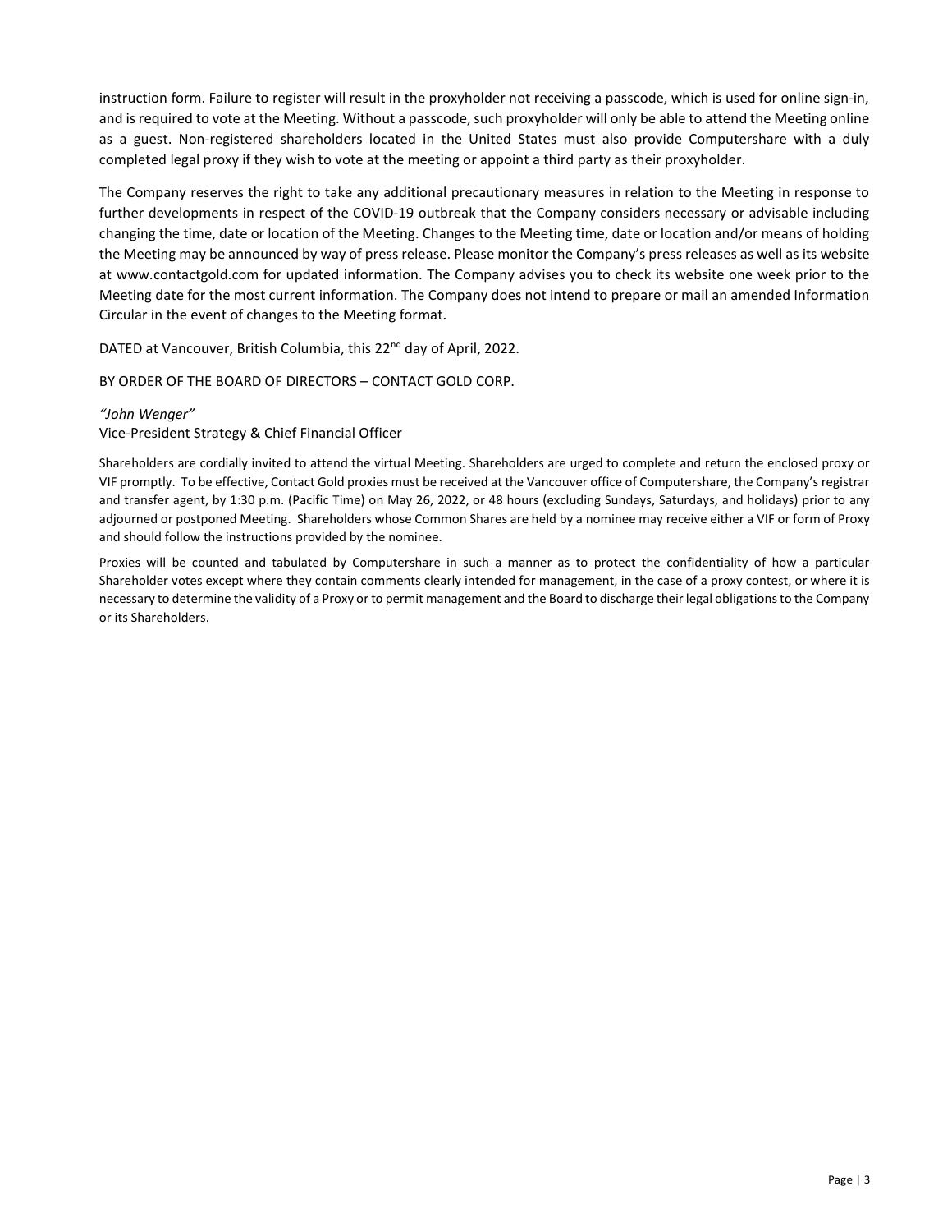instruction form. Failure to register will result in the proxyholder not receiving a passcode, which is used for online sign-in, and is required to vote at the Meeting. Without a passcode, such proxyholder will only be able to attend the Meeting online as a guest. Non-registered shareholders located in the United States must also provide Computershare with a duly completed legal proxy if they wish to vote at the meeting or appoint a third party as their proxyholder.

The Company reserves the right to take any additional precautionary measures in relation to the Meeting in response to further developments in respect of the COVID-19 outbreak that the Company considers necessary or advisable including changing the time, date or location of the Meeting. Changes to the Meeting time, date or location and/or means of holding the Meeting may be announced by way of press release. Please monitor the Company's press releases as well as its website at www.contactgold.com for updated information. The Company advises you to check its website one week prior to the Meeting date for the most current information. The Company does not intend to prepare or mail an amended Information Circular in the event of changes to the Meeting format.

DATED at Vancouver, British Columbia, this 22nd day of April, 2022.

BY ORDER OF THE BOARD OF DIRECTORS – CONTACT GOLD CORP.

*"John Wenger"*
Vice-President Strategy & Chief Financial Officer

Shareholders are cordially invited to attend the virtual Meeting. Shareholders are urged to complete and return the enclosed proxy or VIF promptly. To be effective, Contact Gold proxies must be received at the Vancouver office of Computershare, the Company's registrar and transfer agent, by 1:30 p.m. (Pacific Time) on May 26, 2022, or 48 hours (excluding Sundays, Saturdays, and holidays) prior to any adjourned or postponed Meeting. Shareholders whose Common Shares are held by a nominee may receive either a VIF or form of Proxy and should follow the instructions provided by the nominee.

Proxies will be counted and tabulated by Computershare in such a manner as to protect the confidentiality of how a particular Shareholder votes except where they contain comments clearly intended for management, in the case of a proxy contest, or where it is necessary to determine the validity of a Proxy or to permit management and the Board to discharge their legal obligations to the Company or its Shareholders.